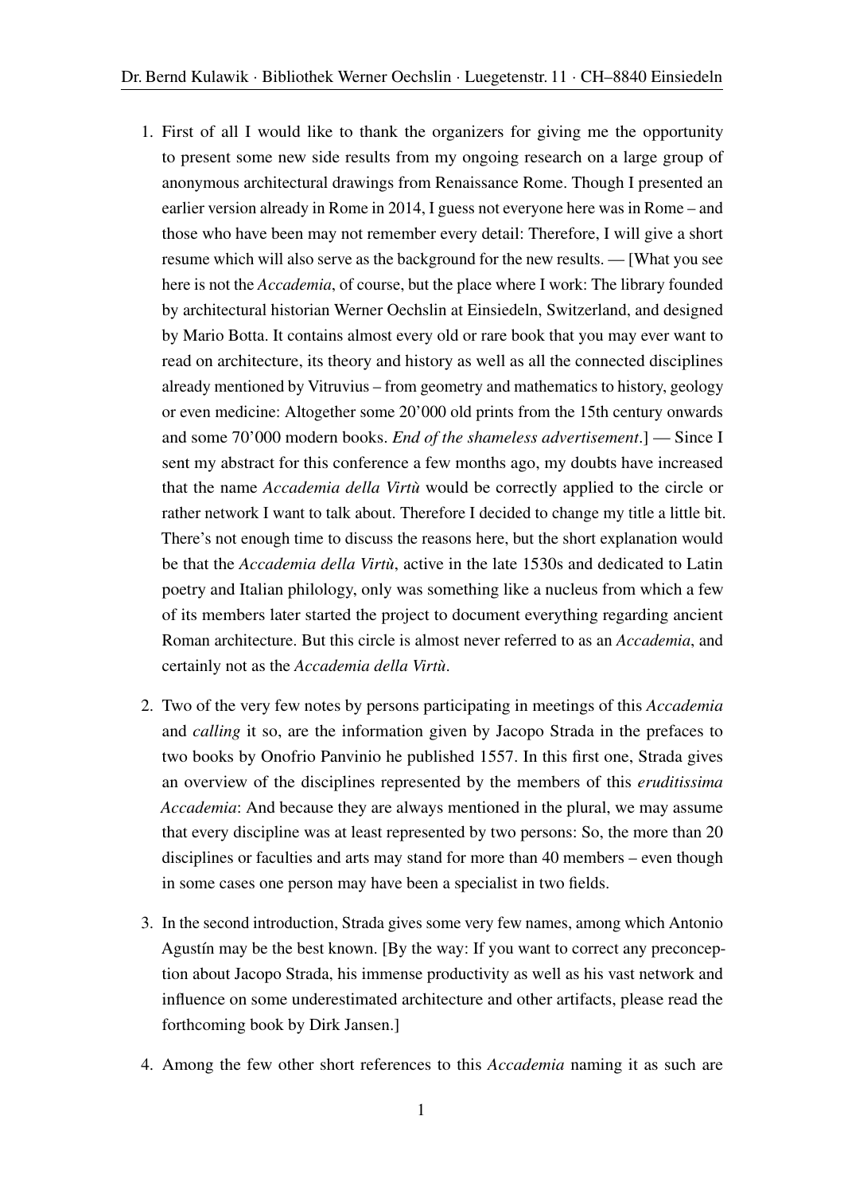1. First of all I would like to thank the organizers for giving me the opportunity to present some new side results from my ongoing research on a large group of anonymous architectural drawings from Renaissance Rome. Though I presented an earlier version already in Rome in 2014, I guess not everyone here was in Rome – and those who have been may not remember every detail: Therefore, I will give a short resume which will also serve as the background for the new results. — [What you see here is not the *Accademia*, of course, but the place where I work: The library founded by architectural historian Werner Oechslin at Einsiedeln, Switzerland, and designed by Mario Botta. It contains almost every old or rare book that you may ever want to read on architecture, its theory and history as well as all the connected disciplines already mentioned by Vitruvius – from geometry and mathematics to history, geology or even medicine: Altogether some 20'000 old prints from the 15th century onwards and some 70'000 modern books. *End of the shameless advertisement*.] — Since I sent my abstract for this conference a few months ago, my doubts have increased that the name *Accademia della Virtù* would be correctly applied to the circle or rather network I want to talk about. Therefore I decided to change my title a little bit. There's not enough time to discuss the reasons here, but the short explanation would be that the *Accademia della Virtù*, active in the late 1530s and dedicated to Latin poetry and Italian philology, only was something like a nucleus from which a few of its members later started the project to document everything regarding ancient Roman architecture. But this circle is almost never referred to as an *Accademia*, and certainly not as the *Accademia della Virtù*.

2. Two of the very few notes by persons participating in meetings of this *Accademia* and *calling* it so, are the information given by Jacopo Strada in the prefaces to two books by Onofrio Panvinio he published 1557. In this first one, Strada gives an overview of the disciplines represented by the members of this *eruditissima Accademia*: And because they are always mentioned in the plural, we may assume that every discipline was at least represented by two persons: So, the more than 20 disciplines or faculties and arts may stand for more than 40 members – even though in some cases one person may have been a specialist in two fields.

3. In the second introduction, Strada gives some very few names, among which Antonio Agustín may be the best known. [By the way: If you want to correct any preconception about Jacopo Strada, his immense productivity as well as his vast network and influence on some underestimated architecture and other artifacts, please read the forthcoming book by Dirk Jansen.]

4. Among the few other short references to this *Accademia* naming it as such are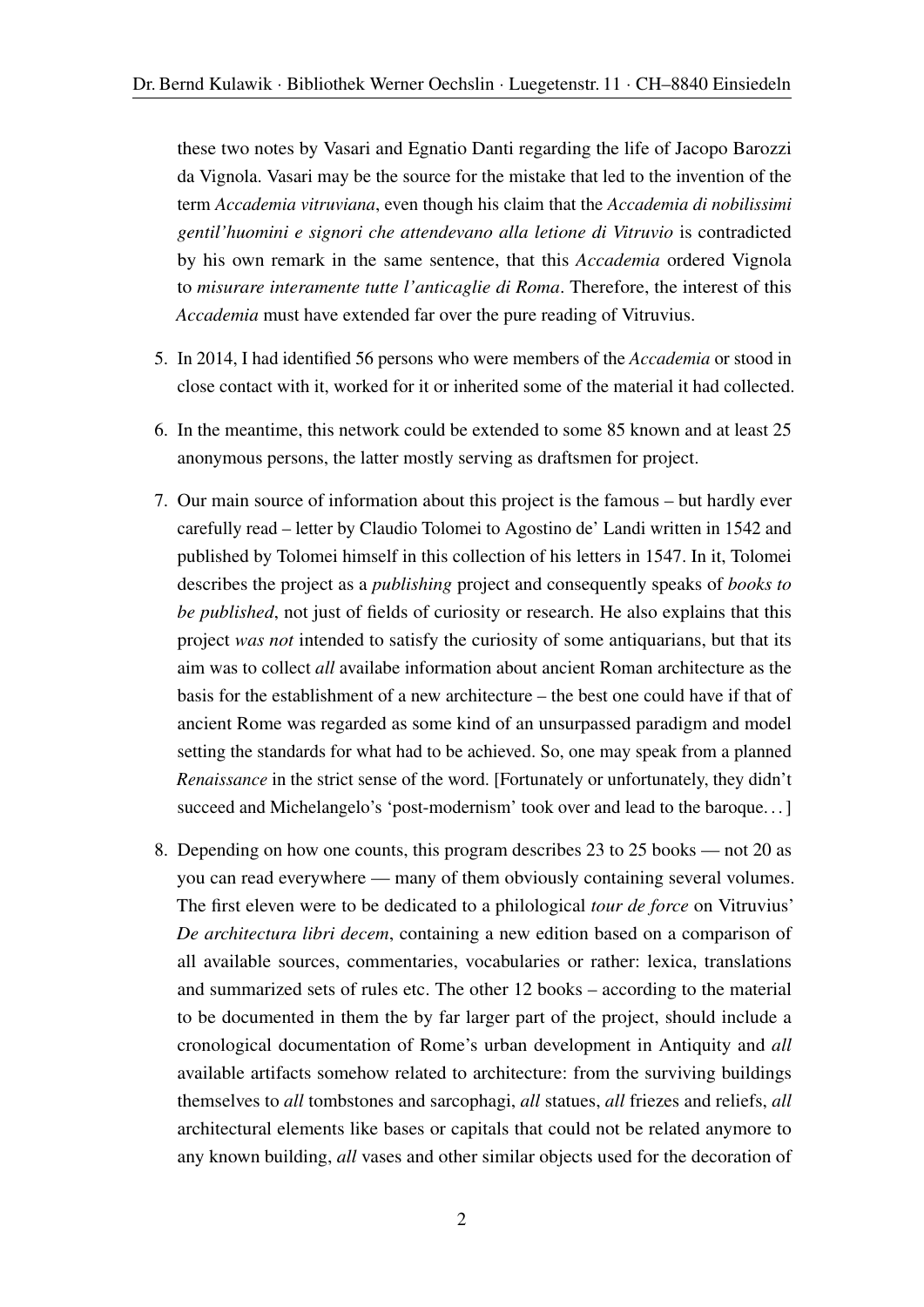these two notes by Vasari and Egnatio Danti regarding the life of Jacopo Barozzi da Vignola. Vasari may be the source for the mistake that led to the invention of the term *Accademia vitruviana*, even though his claim that the *Accademia di nobilissimi gentil'huomini e signori che attendevano alla letione di Vitruvio* is contradicted by his own remark in the same sentence, that this *Accademia* ordered Vignola to *misurare interamente tutte l'anticaglie di Roma*. Therefore, the interest of this *Accademia* must have extended far over the pure reading of Vitruvius.

5. In 2014, I had identified 56 persons who were members of the *Accademia* or stood in close contact with it, worked for it or inherited some of the material it had collected.

6. In the meantime, this network could be extended to some 85 known and at least 25 anonymous persons, the latter mostly serving as draftsmen for project.

7. Our main source of information about this project is the famous – but hardly ever carefully read – letter by Claudio Tolomei to Agostino de' Landi written in 1542 and published by Tolomei himself in this collection of his letters in 1547. In it, Tolomei describes the project as a *publishing* project and consequently speaks of *books to be published*, not just of fields of curiosity or research. He also explains that this project *was not* intended to satisfy the curiosity of some antiquarians, but that its aim was to collect *all* availabe information about ancient Roman architecture as the basis for the establishment of a new architecture – the best one could have if that of ancient Rome was regarded as some kind of an unsurpassed paradigm and model setting the standards for what had to be achieved. So, one may speak from a planned *Renaissance* in the strict sense of the word. [Fortunately or unfortunately, they didn't succeed and Michelangelo's 'post-modernism' took over and lead to the baroque. . . ]

8. Depending on how one counts, this program describes 23 to 25 books — not 20 as you can read everywhere — many of them obviously containing several volumes. The first eleven were to be dedicated to a philological *tour de force* on Vitruvius' *De architectura libri decem*, containing a new edition based on a comparison of all available sources, commentaries, vocabularies or rather: lexica, translations and summarized sets of rules etc. The other 12 books – according to the material to be documented in them the by far larger part of the project, should include a cronological documentation of Rome's urban development in Antiquity and *all* available artifacts somehow related to architecture: from the surviving buildings themselves to *all* tombstones and sarcophagi, *all* statues, *all* friezes and reliefs, *all* architectural elements like bases or capitals that could not be related anymore to any known building, *all* vases and other similar objects used for the decoration of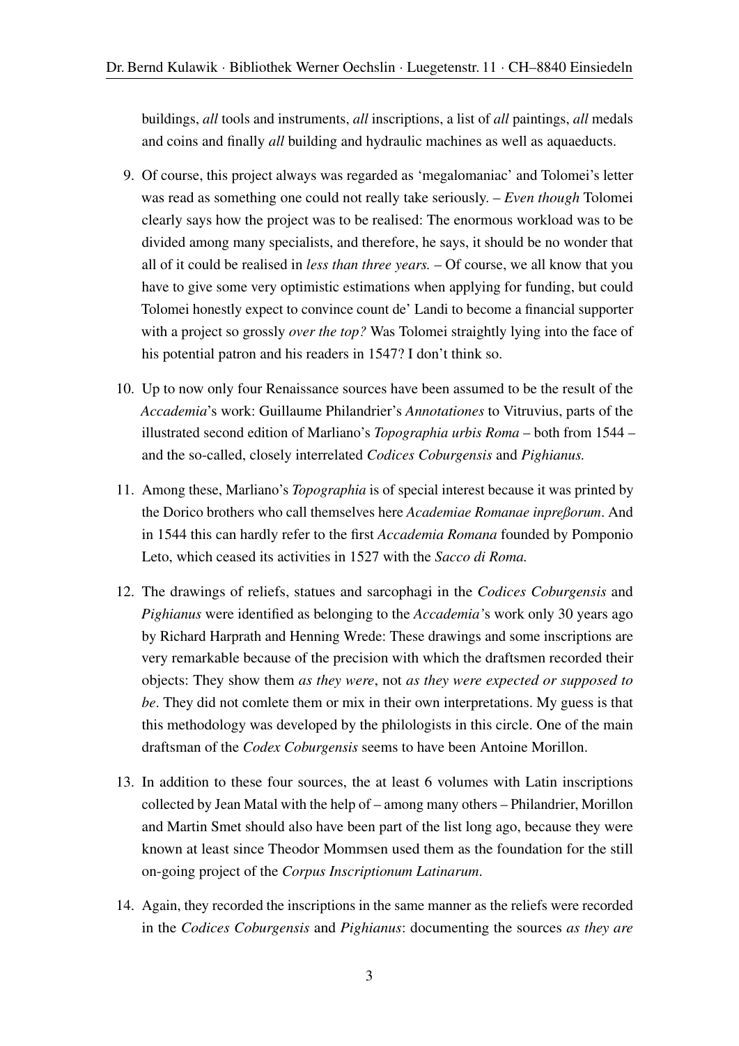buildings, *all* tools and instruments, *all* inscriptions, a list of *all* paintings, *all* medals and coins and finally *all* building and hydraulic machines as well as aquaeducts.

9. Of course, this project always was regarded as 'megalomaniac' and Tolomei's letter was read as something one could not really take seriously. – *Even though* Tolomei clearly says how the project was to be realised: The enormous workload was to be divided among many specialists, and therefore, he says, it should be no wonder that all of it could be realised in *less than three years.* – Of course, we all know that you have to give some very optimistic estimations when applying for funding, but could Tolomei honestly expect to convince count de' Landi to become a financial supporter with a project so grossly *over the top?* Was Tolomei straightly lying into the face of his potential patron and his readers in 1547? I don't think so.

10. Up to now only four Renaissance sources have been assumed to be the result of the *Accademia*'s work: Guillaume Philandrier's *Annotationes* to Vitruvius, parts of the illustrated second edition of Marliano's *Topographia urbis Roma* – both from 1544 – and the so-called, closely interrelated *Codices Coburgensis* and *Pighianus.*

11. Among these, Marliano's *Topographia* is of special interest because it was printed by the Dorico brothers who call themselves here *Academiae Romanae inpreßorum*. And in 1544 this can hardly refer to the first *Accademia Romana* founded by Pomponio Leto, which ceased its activities in 1527 with the *Sacco di Roma.*

12. The drawings of reliefs, statues and sarcophagi in the *Codices Coburgensis* and *Pighianus* were identified as belonging to the *Accademia'*s work only 30 years ago by Richard Harprath and Henning Wrede: These drawings and some inscriptions are very remarkable because of the precision with which the draftsmen recorded their objects: They show them *as they were*, not *as they were expected or supposed to be*. They did not comlete them or mix in their own interpretations. My guess is that this methodology was developed by the philologists in this circle. One of the main draftsman of the *Codex Coburgensis* seems to have been Antoine Morillon.

13. In addition to these four sources, the at least 6 volumes with Latin inscriptions collected by Jean Matal with the help of – among many others – Philandrier, Morillon and Martin Smet should also have been part of the list long ago, because they were known at least since Theodor Mommsen used them as the foundation for the still on-going project of the *Corpus Inscriptionum Latinarum*.

14. Again, they recorded the inscriptions in the same manner as the reliefs were recorded in the *Codices Coburgensis* and *Pighianus*: documenting the sources *as they are*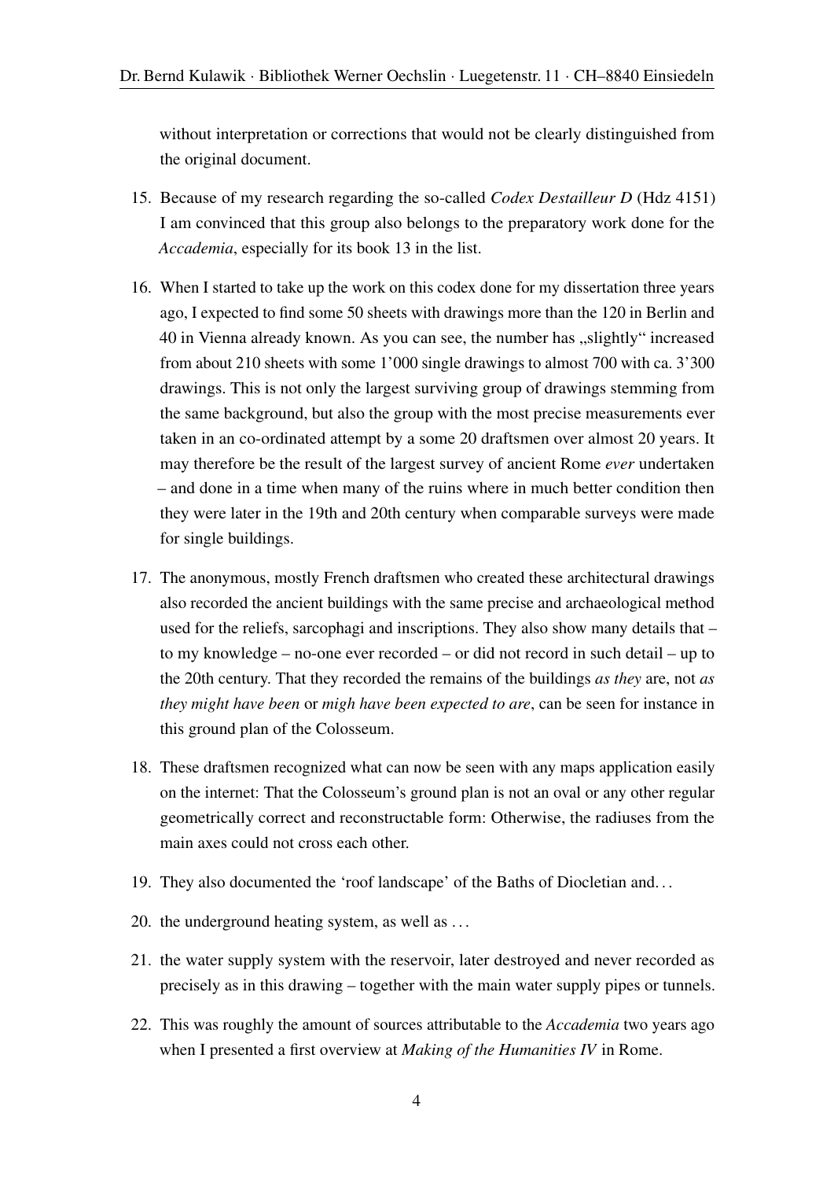without interpretation or corrections that would not be clearly distinguished from the original document.

15. Because of my research regarding the so-called *Codex Destailleur D* (Hdz 4151) I am convinced that this group also belongs to the preparatory work done for the *Accademia*, especially for its book 13 in the list.

16. When I started to take up the work on this codex done for my dissertation three years ago, I expected to find some 50 sheets with drawings more than the 120 in Berlin and 40 in Vienna already known. As you can see, the number has „slightly" increased from about 210 sheets with some 1'000 single drawings to almost 700 with ca. 3'300 drawings. This is not only the largest surviving group of drawings stemming from the same background, but also the group with the most precise measurements ever taken in an co-ordinated attempt by a some 20 draftsmen over almost 20 years. It may therefore be the result of the largest survey of ancient Rome *ever* undertaken – and done in a time when many of the ruins where in much better condition then they were later in the 19th and 20th century when comparable surveys were made for single buildings.

17. The anonymous, mostly French draftsmen who created these architectural drawings also recorded the ancient buildings with the same precise and archaeological method used for the reliefs, sarcophagi and inscriptions. They also show many details that – to my knowledge – no-one ever recorded – or did not record in such detail – up to the 20th century. That they recorded the remains of the buildings *as they* are, not *as they might have been* or *migh have been expected to are*, can be seen for instance in this ground plan of the Colosseum.

18. These draftsmen recognized what can now be seen with any maps application easily on the internet: That the Colosseum's ground plan is not an oval or any other regular geometrically correct and reconstructable form: Otherwise, the radiuses from the main axes could not cross each other.

19. They also documented the 'roof landscape' of the Baths of Diocletian and…

20. the underground heating system, as well as …

21. the water supply system with the reservoir, later destroyed and never recorded as precisely as in this drawing – together with the main water supply pipes or tunnels.

22. This was roughly the amount of sources attributable to the *Accademia* two years ago when I presented a first overview at *Making of the Humanities IV* in Rome.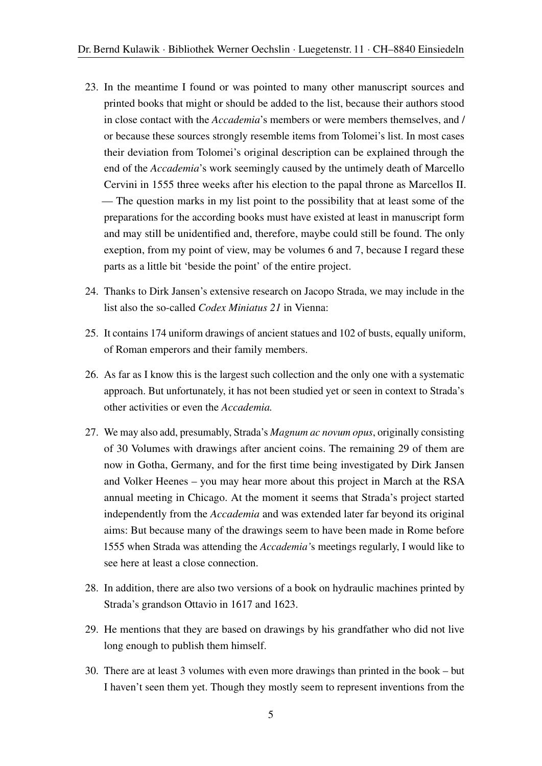23. In the meantime I found or was pointed to many other manuscript sources and printed books that might or should be added to the list, because their authors stood in close contact with the *Accademia*'s members or were members themselves, and / or because these sources strongly resemble items from Tolomei's list. In most cases their deviation from Tolomei's original description can be explained through the end of the *Accademia*'s work seemingly caused by the untimely death of Marcello Cervini in 1555 three weeks after his election to the papal throne as Marcellos II. — The question marks in my list point to the possibility that at least some of the preparations for the according books must have existed at least in manuscript form and may still be unidentified and, therefore, maybe could still be found. The only exeption, from my point of view, may be volumes 6 and 7, because I regard these parts as a little bit 'beside the point' of the entire project.
24. Thanks to Dirk Jansen's extensive research on Jacopo Strada, we may include in the list also the so-called *Codex Miniatus 21* in Vienna:
25. It contains 174 uniform drawings of ancient statues and 102 of busts, equally uniform, of Roman emperors and their family members.
26. As far as I know this is the largest such collection and the only one with a systematic approach. But unfortunately, it has not been studied yet or seen in context to Strada's other activities or even the *Accademia.*
27. We may also add, presumably, Strada's *Magnum ac novum opus*, originally consisting of 30 Volumes with drawings after ancient coins. The remaining 29 of them are now in Gotha, Germany, and for the first time being investigated by Dirk Jansen and Volker Heenes – you may hear more about this project in March at the RSA annual meeting in Chicago. At the moment it seems that Strada's project started independently from the *Accademia* and was extended later far beyond its original aims: But because many of the drawings seem to have been made in Rome before 1555 when Strada was attending the *Accademia'*s meetings regularly, I would like to see here at least a close connection.
28. In addition, there are also two versions of a book on hydraulic machines printed by Strada's grandson Ottavio in 1617 and 1623.
29. He mentions that they are based on drawings by his grandfather who did not live long enough to publish them himself.
30. There are at least 3 volumes with even more drawings than printed in the book – but I haven't seen them yet. Though they mostly seem to represent inventions from the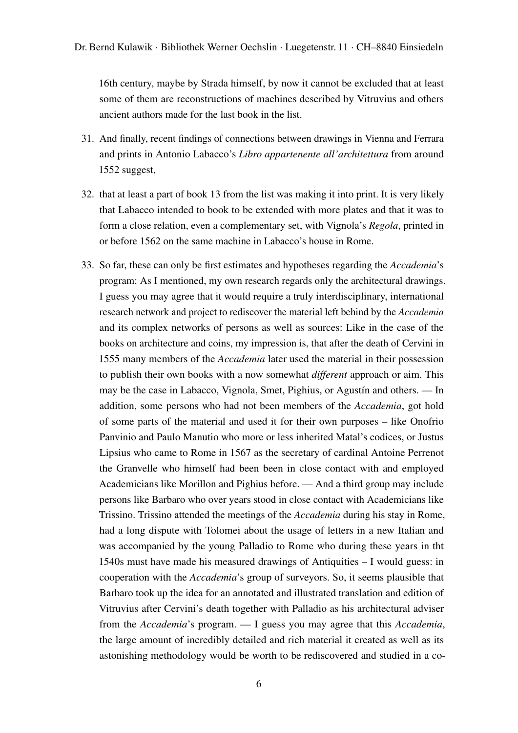16th century, maybe by Strada himself, by now it cannot be excluded that at least some of them are reconstructions of machines described by Vitruvius and others ancient authors made for the last book in the list.

31. And finally, recent findings of connections between drawings in Vienna and Ferrara and prints in Antonio Labacco's *Libro appartenente all'architettura* from around 1552 suggest,

32. that at least a part of book 13 from the list was making it into print. It is very likely that Labacco intended to book to be extended with more plates and that it was to form a close relation, even a complementary set, with Vignola's *Regola*, printed in or before 1562 on the same machine in Labacco's house in Rome.

33. So far, these can only be first estimates and hypotheses regarding the *Accademia*'s program: As I mentioned, my own research regards only the architectural drawings. I guess you may agree that it would require a truly interdisciplinary, international research network and project to rediscover the material left behind by the *Accademia* and its complex networks of persons as well as sources: Like in the case of the books on architecture and coins, my impression is, that after the death of Cervini in 1555 many members of the *Accademia* later used the material in their possession to publish their own books with a now somewhat *different* approach or aim. This may be the case in Labacco, Vignola, Smet, Pighius, or Agustín and others. — In addition, some persons who had not been members of the *Accademia*, got hold of some parts of the material and used it for their own purposes – like Onofrio Panvinio and Paulo Manutio who more or less inherited Matal's codices, or Justus Lipsius who came to Rome in 1567 as the secretary of cardinal Antoine Perrenot the Granvelle who himself had been been in close contact with and employed Academicians like Morillon and Pighius before. — And a third group may include persons like Barbaro who over years stood in close contact with Academicians like Trissino. Trissino attended the meetings of the *Accademia* during his stay in Rome, had a long dispute with Tolomei about the usage of letters in a new Italian and was accompanied by the young Palladio to Rome who during these years in tht 1540s must have made his measured drawings of Antiquities – I would guess: in cooperation with the *Accademia*'s group of surveyors. So, it seems plausible that Barbaro took up the idea for an annotated and illustrated translation and edition of Vitruvius after Cervini's death together with Palladio as his architectural adviser from the *Accademia*'s program. — I guess you may agree that this *Accademia*, the large amount of incredibly detailed and rich material it created as well as its astonishing methodology would be worth to be rediscovered and studied in a co-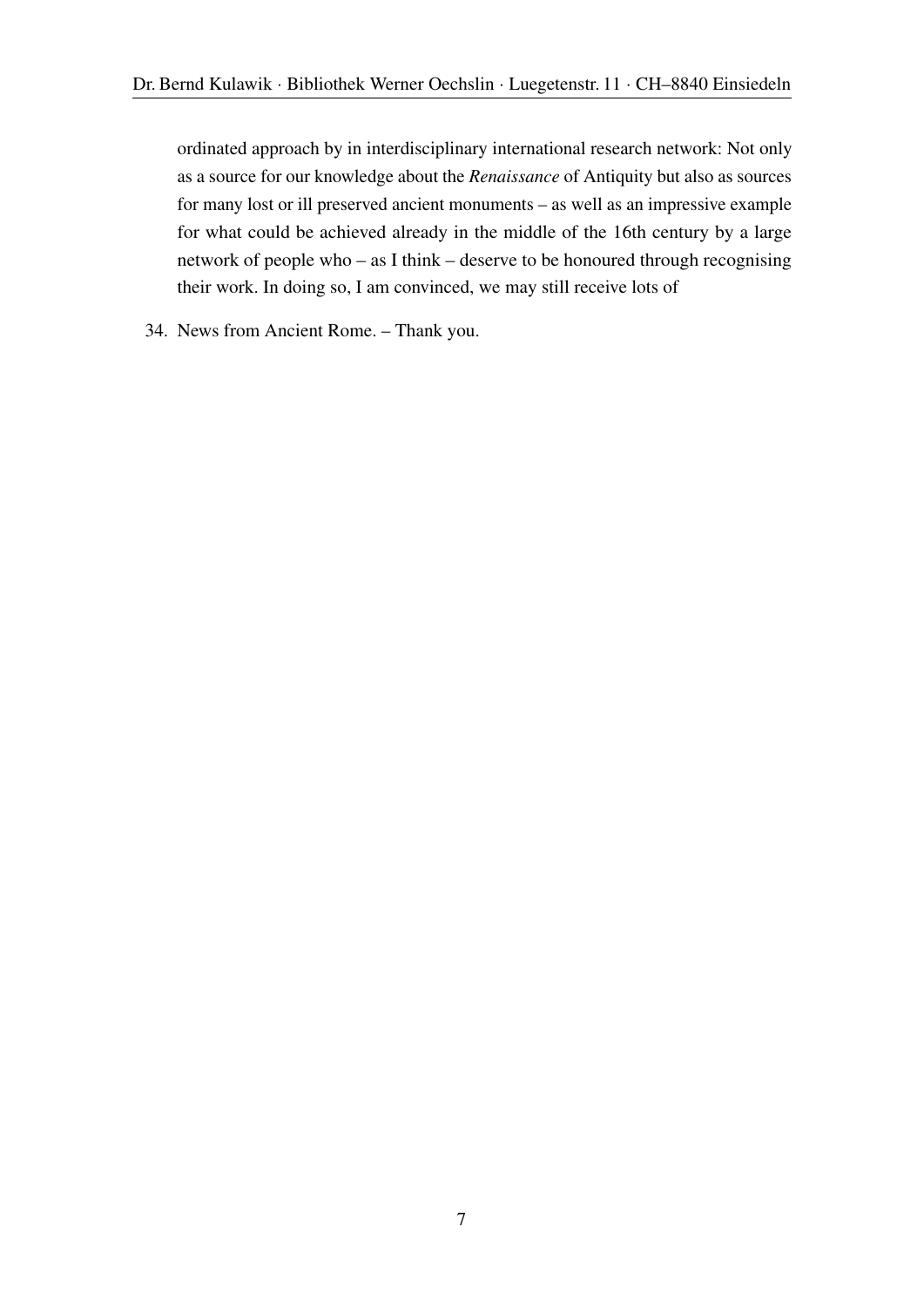ordinated approach by in interdisciplinary international research network: Not only as a source for our knowledge about the *Renaissance* of Antiquity but also as sources for many lost or ill preserved ancient monuments – as well as an impressive example for what could be achieved already in the middle of the 16th century by a large network of people who – as I think – deserve to be honoured through recognising their work. In doing so, I am convinced, we may still receive lots of

34. News from Ancient Rome. – Thank you.